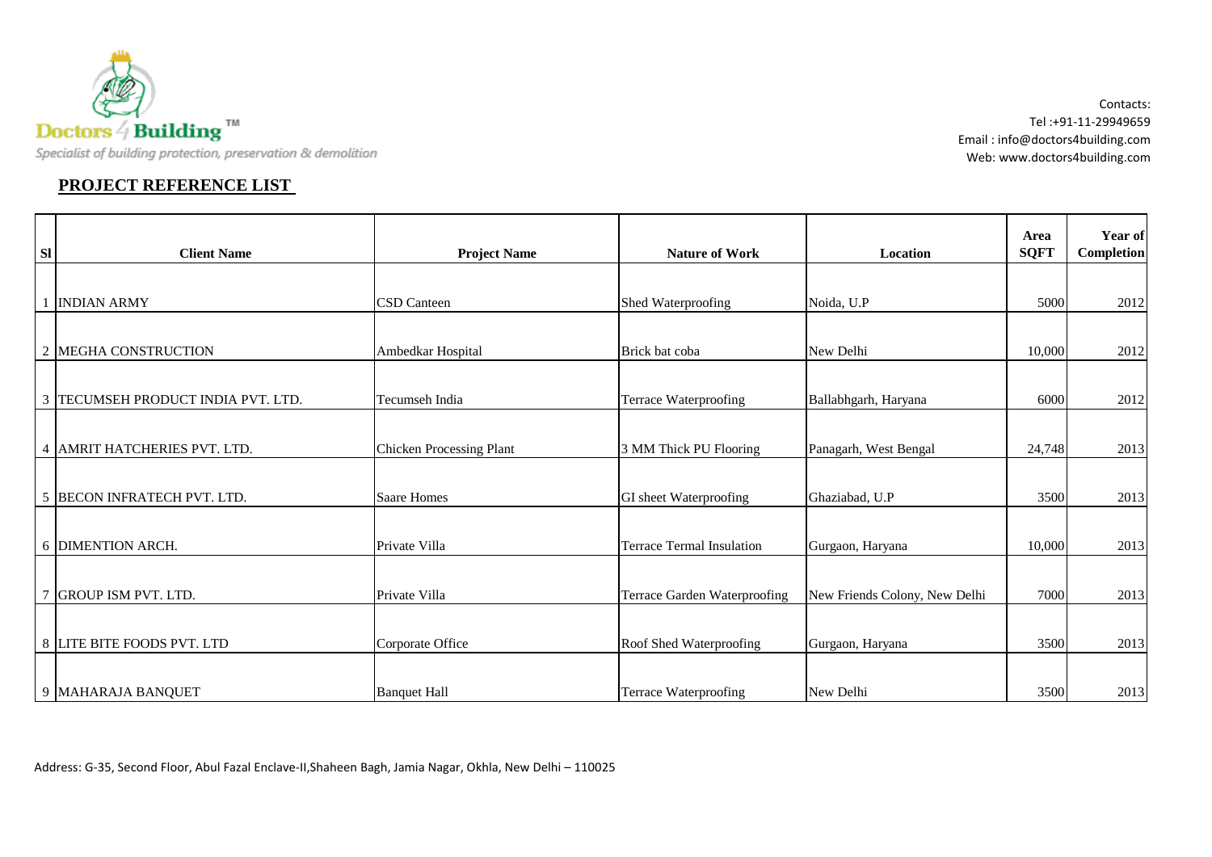Doctors 4 Building™

*Specialist of building protection, preservation & demolition*

Contacts:
Tel :+91-11-29949659
Email : info@doctors4building.com
Web: www.doctors4building.com

## PROJECT REFERENCE LIST

| Sl | Client Name | Project Name | Nature of Work | Location | Area SQFT | Year of Completion |
|---|---|---|---|---|---|---|
| 1 | INDIAN ARMY | CSD Canteen | Shed Waterproofing | Noida, U.P | 5000 | 2012 |
| 2 | MEGHA CONSTRUCTION | Ambedkar Hospital | Brick bat coba | New Delhi | 10,000 | 2012 |
| 3 | TECUMSEH PRODUCT INDIA PVT. LTD. | Tecumseh India | Terrace Waterproofing | Ballabhgarh, Haryana | 6000 | 2012 |
| 4 | AMRIT HATCHERIES PVT. LTD. | Chicken Processing Plant | 3 MM Thick PU Flooring | Panagarh, West Bengal | 24,748 | 2013 |
| 5 | BECON INFRATECH PVT. LTD. | Saare Homes | GI sheet Waterproofing | Ghaziabad, U.P | 3500 | 2013 |
| 6 | DIMENTION ARCH. | Private Villa | Terrace Termal Insulation | Gurgaon, Haryana | 10,000 | 2013 |
| 7 | GROUP ISM PVT. LTD. | Private Villa | Terrace Garden Waterproofing | New Friends Colony, New Delhi | 7000 | 2013 |
| 8 | LITE BITE FOODS PVT. LTD | Corporate Office | Roof Shed Waterproofing | Gurgaon, Haryana | 3500 | 2013 |
| 9 | MAHARAJA BANQUET | Banquet Hall | Terrace Waterproofing | New Delhi | 3500 | 2013 |

Address: G-35, Second Floor, Abul Fazal Enclave-II,Shaheen Bagh, Jamia Nagar, Okhla, New Delhi – 110025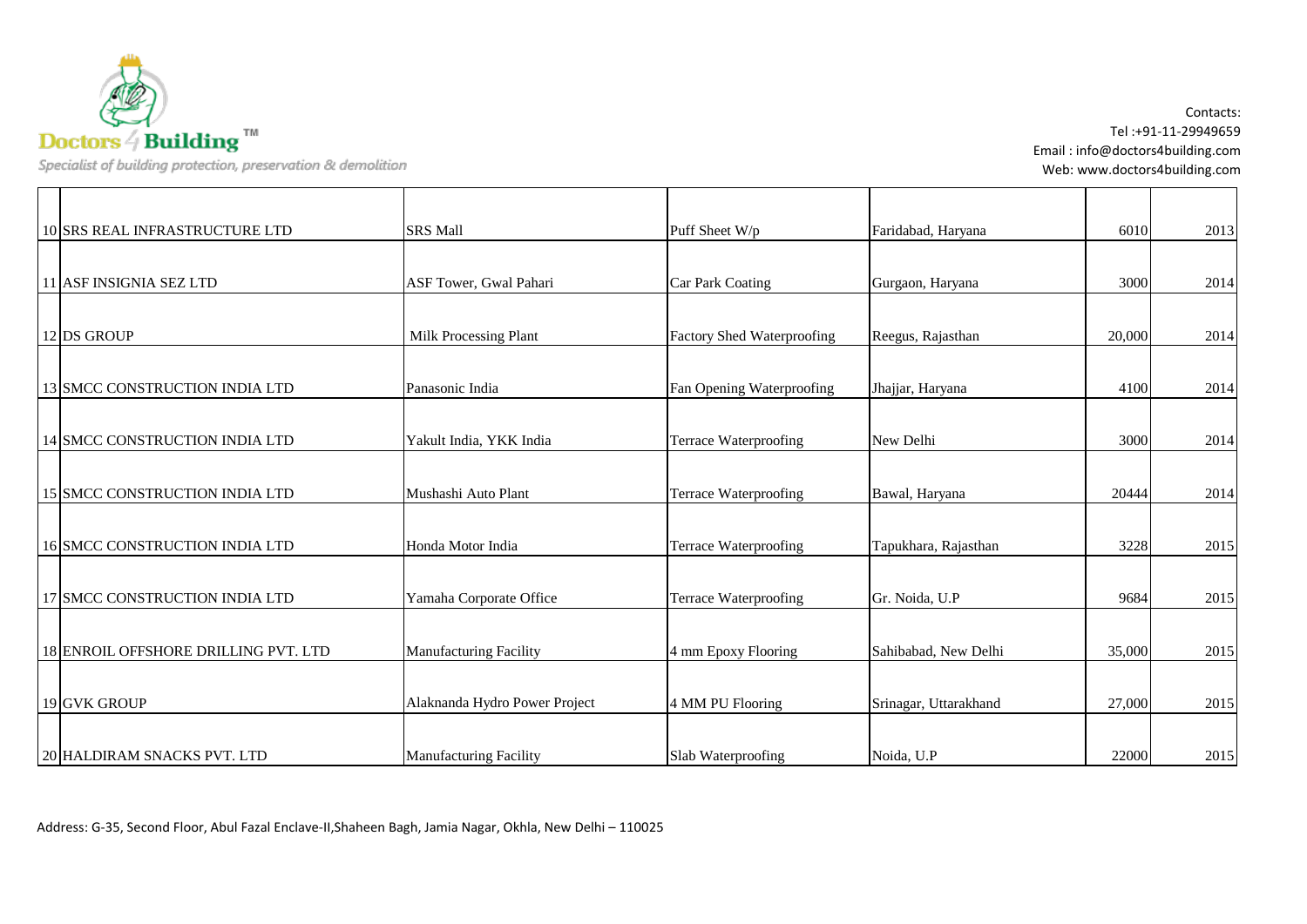| | | | | | | |
|---|---|---|---|---|---|---|
| 10 | SRS REAL INFRASTRUCTURE LTD | SRS Mall | Puff Sheet W/p | Faridabad, Haryana | 6010 | 2013 |
| 11 | ASF INSIGNIA SEZ LTD | ASF Tower, Gwal Pahari | Car Park Coating | Gurgaon, Haryana | 3000 | 2014 |
| 12 | DS GROUP | Milk Processing Plant | Factory Shed Waterproofing | Reegus, Rajasthan | 20,000 | 2014 |
| 13 | SMCC CONSTRUCTION INDIA LTD | Panasonic India | Fan Opening Waterproofing | Jhajjar, Haryana | 4100 | 2014 |
| 14 | SMCC CONSTRUCTION INDIA LTD | Yakult India, YKK India | Terrace Waterproofing | New Delhi | 3000 | 2014 |
| 15 | SMCC CONSTRUCTION INDIA LTD | Mushashi Auto Plant | Terrace Waterproofing | Bawal, Haryana | 20444 | 2014 |
| 16 | SMCC CONSTRUCTION INDIA LTD | Honda Motor India | Terrace Waterproofing | Tapukhara, Rajasthan | 3228 | 2015 |
| 17 | SMCC CONSTRUCTION INDIA LTD | Yamaha Corporate Office | Terrace Waterproofing | Gr. Noida, U.P | 9684 | 2015 |
| 18 | ENROIL OFFSHORE DRILLING PVT. LTD | Manufacturing Facility | 4 mm Epoxy Flooring | Sahibabad, New Delhi | 35,000 | 2015 |
| 19 | GVK GROUP | Alaknanda Hydro Power Project | 4 MM PU Flooring | Srinagar, Uttarakhand | 27,000 | 2015 |
| 20 | HALDIRAM SNACKS PVT. LTD | Manufacturing Facility | Slab Waterproofing | Noida, U.P | 22000 | 2015 |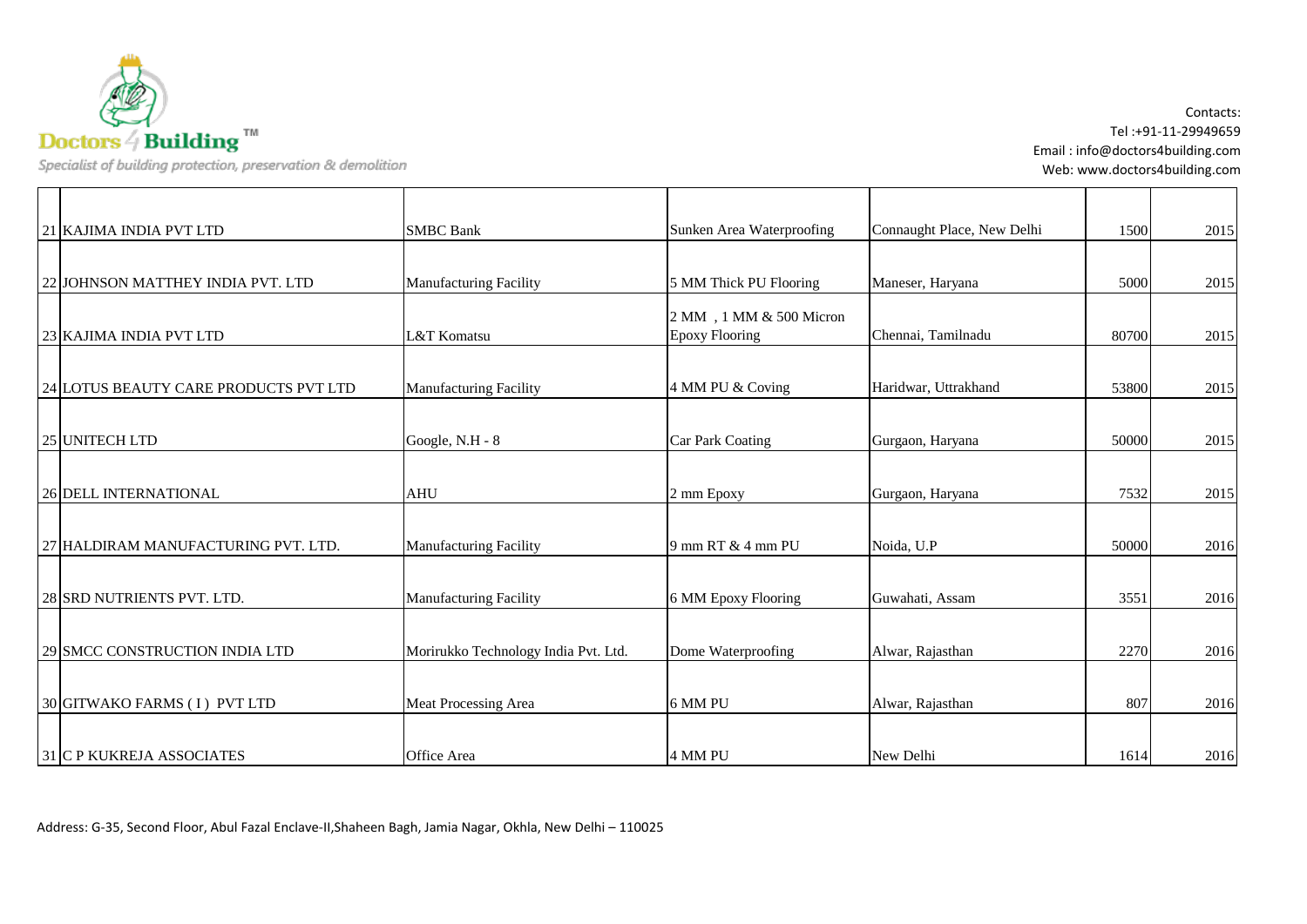| | | | | | | |
|---|---|---|---|---|---|---|
| 21 | KAJIMA INDIA PVT LTD | SMBC Bank | Sunken Area Waterproofing | Connaught Place, New Delhi | 1500 | 2015 |
| 22 | JOHNSON MATTHEY INDIA PVT. LTD | Manufacturing Facility | 5 MM Thick PU Flooring | Maneser, Haryana | 5000 | 2015 |
| 23 | KAJIMA INDIA PVT LTD | L&T Komatsu | 2 MM , 1 MM & 500 Micron Epoxy Flooring | Chennai, Tamilnadu | 80700 | 2015 |
| 24 | LOTUS BEAUTY CARE PRODUCTS PVT LTD | Manufacturing Facility | 4 MM PU & Coving | Haridwar, Uttrakhand | 53800 | 2015 |
| 25 | UNITECH LTD | Google, N.H - 8 | Car Park Coating | Gurgaon, Haryana | 50000 | 2015 |
| 26 | DELL INTERNATIONAL | AHU | 2 mm Epoxy | Gurgaon, Haryana | 7532 | 2015 |
| 27 | HALDIRAM MANUFACTURING PVT. LTD. | Manufacturing Facility | 9 mm RT & 4 mm PU | Noida, U.P | 50000 | 2016 |
| 28 | SRD NUTRIENTS PVT. LTD. | Manufacturing Facility | 6 MM Epoxy Flooring | Guwahati, Assam | 3551 | 2016 |
| 29 | SMCC CONSTRUCTION INDIA LTD | Morirukko Technology India Pvt. Ltd. | Dome Waterproofing | Alwar, Rajasthan | 2270 | 2016 |
| 30 | GITWAKO FARMS ( I ) PVT LTD | Meat Processing Area | 6 MM PU | Alwar, Rajasthan | 807 | 2016 |
| 31 | C P KUKREJA ASSOCIATES | Office Area | 4 MM PU | New Delhi | 1614 | 2016 |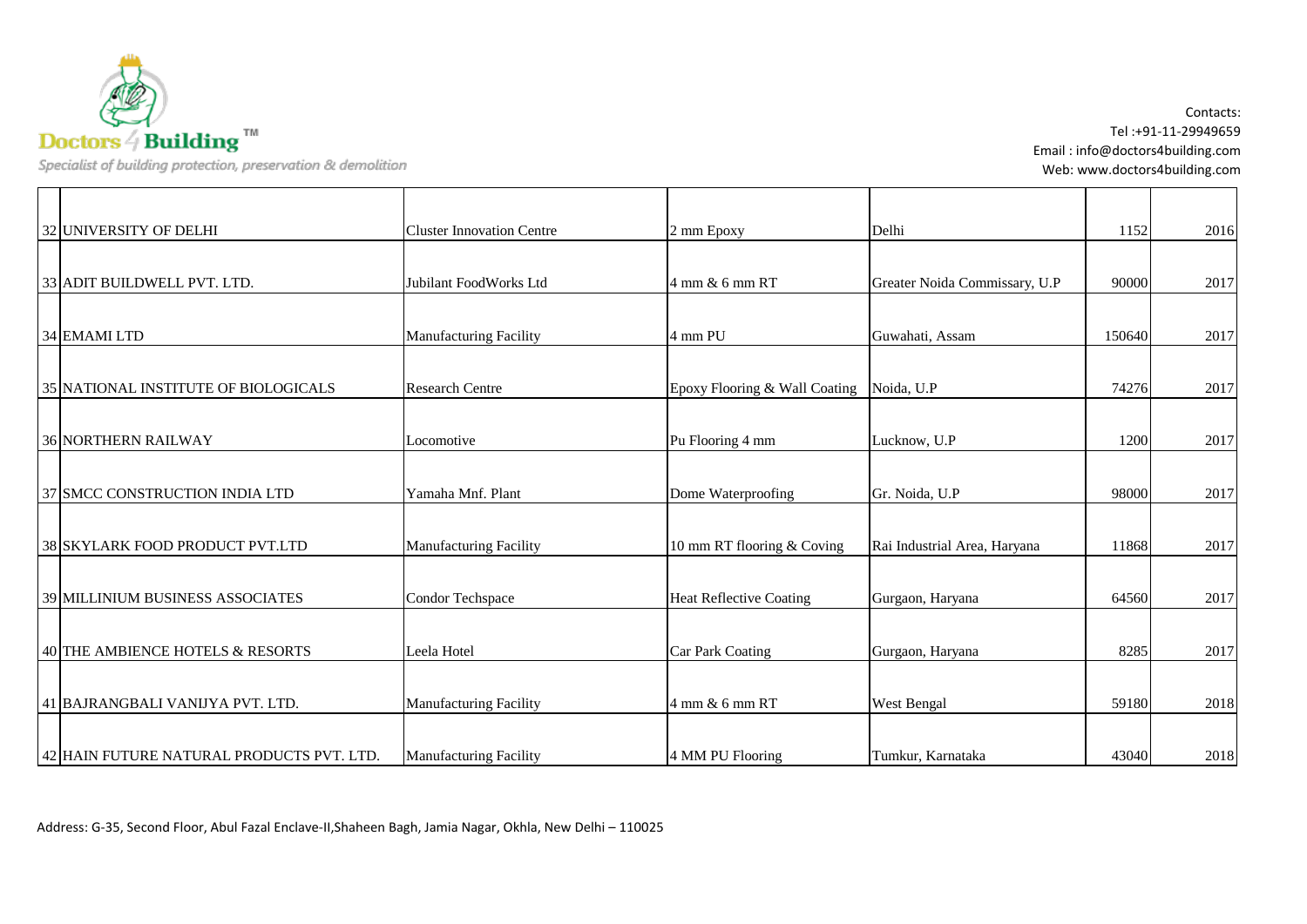| | | | | | |
|---|---|---|---|---|---|
| 32 UNIVERSITY OF DELHI | Cluster Innovation Centre | 2 mm Epoxy | Delhi | 1152 | 2016 |
| 33 ADIT BUILDWELL PVT. LTD. | Jubilant FoodWorks Ltd | 4 mm & 6 mm RT | Greater Noida Commissary, U.P | 90000 | 2017 |
| 34 EMAMI LTD | Manufacturing Facility | 4 mm PU | Guwahati, Assam | 150640 | 2017 |
| 35 NATIONAL INSTITUTE OF BIOLOGICALS | Research Centre | Epoxy Flooring & Wall Coating | Noida, U.P | 74276 | 2017 |
| 36 NORTHERN RAILWAY | Locomotive | Pu Flooring 4 mm | Lucknow, U.P | 1200 | 2017 |
| 37 SMCC CONSTRUCTION INDIA LTD | Yamaha Mnf. Plant | Dome Waterproofing | Gr. Noida, U.P | 98000 | 2017 |
| 38 SKYLARK FOOD PRODUCT PVT.LTD | Manufacturing Facility | 10 mm RT flooring & Coving | Rai Industrial Area, Haryana | 11868 | 2017 |
| 39 MILLINIUM BUSINESS ASSOCIATES | Condor Techspace | Heat Reflective Coating | Gurgaon, Haryana | 64560 | 2017 |
| 40 THE AMBIENCE HOTELS & RESORTS | Leela Hotel | Car Park Coating | Gurgaon, Haryana | 8285 | 2017 |
| 41 BAJRANGBALI VANIJYA PVT. LTD. | Manufacturing Facility | 4 mm & 6 mm RT | West Bengal | 59180 | 2018 |
| 42 HAIN FUTURE NATURAL PRODUCTS PVT. LTD. | Manufacturing Facility | 4 MM PU Flooring | Tumkur, Karnataka | 43040 | 2018 |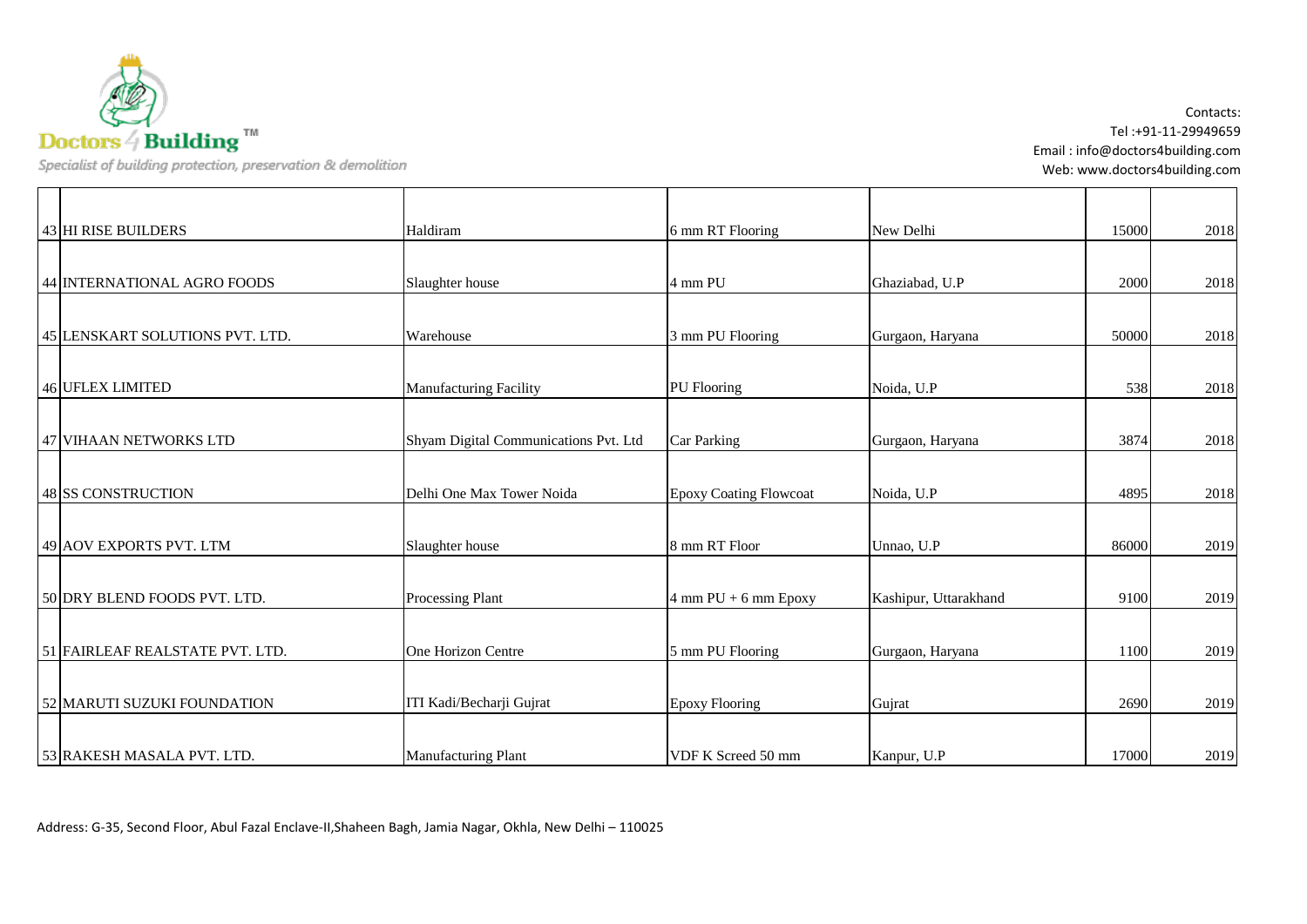| | | | | | | |
|---|---|---|---|---|---|---|
| 43 | HI RISE BUILDERS | Haldiram | 6 mm RT Flooring | New Delhi | 15000 | 2018 |
| 44 | INTERNATIONAL AGRO FOODS | Slaughter house | 4 mm PU | Ghaziabad, U.P | 2000 | 2018 |
| 45 | LENSKART SOLUTIONS PVT. LTD. | Warehouse | 3 mm PU Flooring | Gurgaon, Haryana | 50000 | 2018 |
| 46 | UFLEX LIMITED | Manufacturing Facility | PU Flooring | Noida, U.P | 538 | 2018 |
| 47 | VIHAAN NETWORKS LTD | Shyam Digital Communications Pvt. Ltd | Car Parking | Gurgaon, Haryana | 3874 | 2018 |
| 48 | SS CONSTRUCTION | Delhi One Max Tower Noida | Epoxy Coating Flowcoat | Noida, U.P | 4895 | 2018 |
| 49 | AOV EXPORTS PVT. LTM | Slaughter house | 8 mm RT Floor | Unnao, U.P | 86000 | 2019 |
| 50 | DRY BLEND FOODS PVT. LTD. | Processing Plant | 4 mm PU + 6 mm Epoxy | Kashipur, Uttarakhand | 9100 | 2019 |
| 51 | FAIRLEAF REALSTATE PVT. LTD. | One Horizon Centre | 5 mm PU Flooring | Gurgaon, Haryana | 1100 | 2019 |
| 52 | MARUTI SUZUKI FOUNDATION | ITI Kadi/Becharji Gujrat | Epoxy Flooring | Gujrat | 2690 | 2019 |
| 53 | RAKESH MASALA PVT. LTD. | Manufacturing Plant | VDF K Screed 50 mm | Kanpur, U.P | 17000 | 2019 |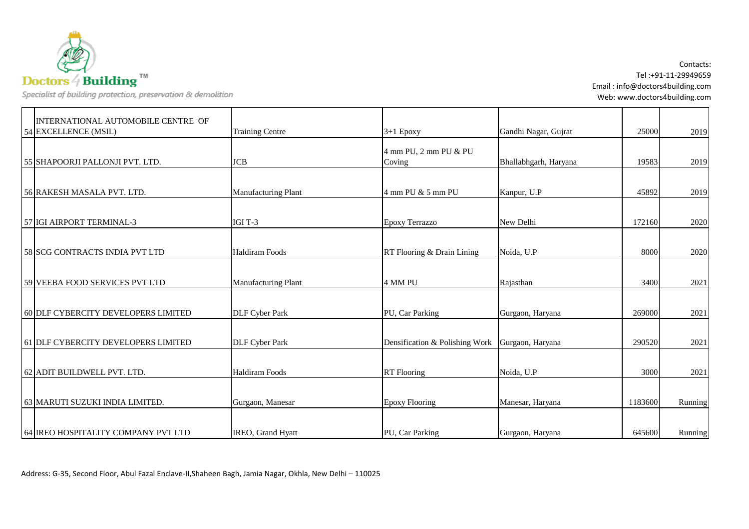| | | | | | | |
|---|---|---|---|---|---|---|
| 54 | INTERNATIONAL AUTOMOBILE CENTRE OF EXCELLENCE (MSIL) | Training Centre | 3+1 Epoxy | Gandhi Nagar, Gujrat | 25000 | 2019 |
| 55 | SHAPOORJI PALLONJI PVT. LTD. | JCB | 4 mm PU, 2 mm PU & PU Coving | Bhallabhgarh, Haryana | 19583 | 2019 |
| 56 | RAKESH MASALA PVT. LTD. | Manufacturing Plant | 4 mm PU & 5 mm PU | Kanpur, U.P | 45892 | 2019 |
| 57 | IGI AIRPORT TERMINAL-3 | IGI T-3 | Epoxy Terrazzo | New Delhi | 172160 | 2020 |
| 58 | SCG CONTRACTS INDIA PVT LTD | Haldiram Foods | RT Flooring & Drain Lining | Noida, U.P | 8000 | 2020 |
| 59 | VEEBA FOOD SERVICES PVT LTD | Manufacturing Plant | 4 MM PU | Rajasthan | 3400 | 2021 |
| 60 | DLF CYBERCITY DEVELOPERS LIMITED | DLF Cyber Park | PU, Car Parking | Gurgaon, Haryana | 269000 | 2021 |
| 61 | DLF CYBERCITY DEVELOPERS LIMITED | DLF Cyber Park | Densification & Polishing Work | Gurgaon, Haryana | 290520 | 2021 |
| 62 | ADIT BUILDWELL PVT. LTD. | Haldiram Foods | RT Flooring | Noida, U.P | 3000 | 2021 |
| 63 | MARUTI SUZUKI INDIA LIMITED. | Gurgaon, Manesar | Epoxy Flooring | Manesar, Haryana | 1183600 | Running |
| 64 | IREO HOSPITALITY COMPANY PVT LTD | IREO, Grand Hyatt | PU, Car Parking | Gurgaon, Haryana | 645600 | Running |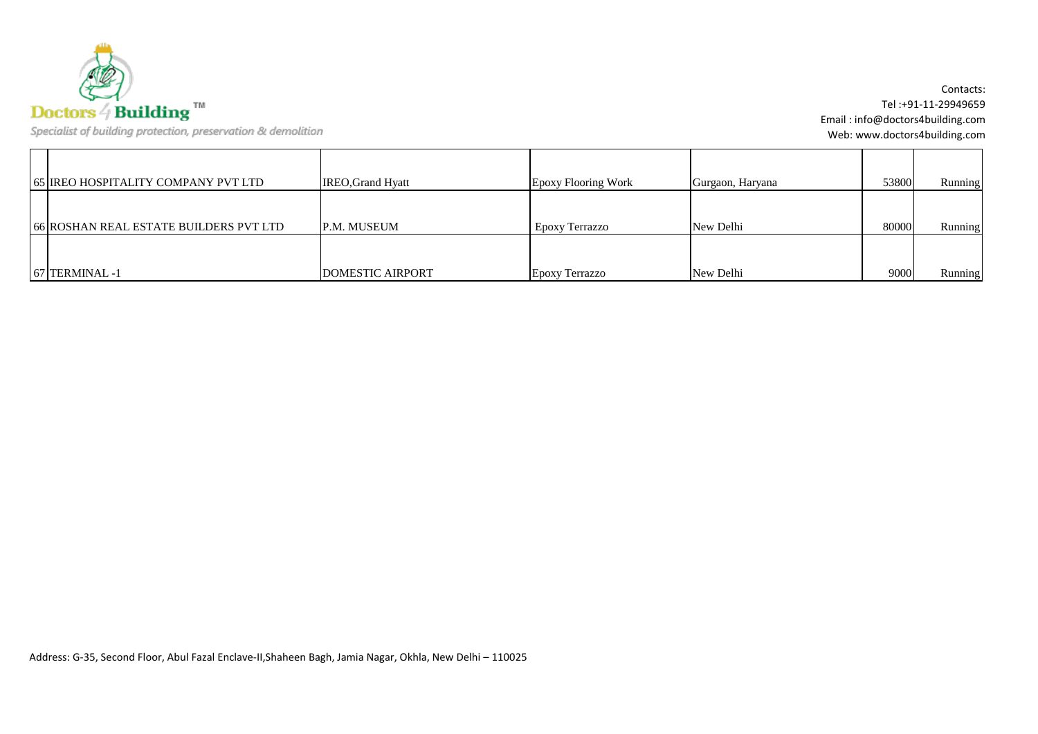Doctors 4 Building ™

*Specialist of building protection, preservation & demolition*

Contacts:
Tel :+91-11-29949659
Email : info@doctors4building.com
Web: www.doctors4building.com

| | | | | | | |
|---|---|---|---|---|---|---|
| 65 | IREO HOSPITALITY COMPANY PVT LTD | IREO,Grand Hyatt | Epoxy Flooring Work | Gurgaon, Haryana | 53800 | Running |
| 66 | ROSHAN REAL ESTATE BUILDERS PVT LTD | P.M. MUSEUM | Epoxy Terrazzo | New Delhi | 80000 | Running |
| 67 | TERMINAL -1 | DOMESTIC AIRPORT | Epoxy Terrazzo | New Delhi | 9000 | Running |

Address: G-35, Second Floor, Abul Fazal Enclave-II,Shaheen Bagh, Jamia Nagar, Okhla, New Delhi – 110025